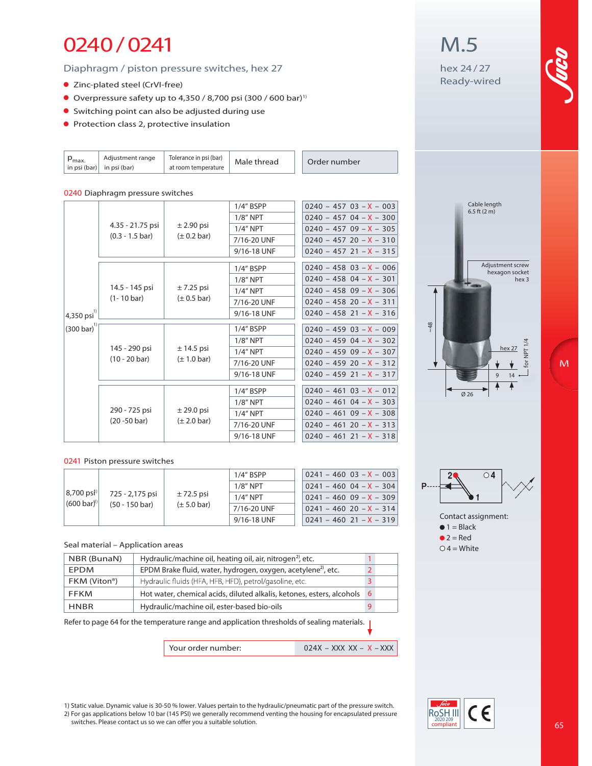# 0240 / 0241

## Diaphragm / piston pressure switches, hex 27

- Zinc-plated steel (CrVI-free)
- Overpressure safety up to 4,350 / 8,700 psi (300 / 600 bar)[1]
- Switching point can also be adjusted during use
- Protection class 2, protective insulation

M.5

hex 24 / 27

Ready-wired

### 0240 Diaphragm pressure switches

| $p_{max.}$ in psi (bar) | Adjustment range in psi (bar) | Tolerance in psi (bar) at room temperature | Male thread | Order number |
|---|---|---|---|---|
| 4,350 psi[1] (300 bar)[1] | 4.35 - 21.75 psi (0.3 - 1.5 bar) | ± 2.90 psi (± 0.2 bar) | 1/4" BSPP | 0240 – 457 03 – X – 003 |
| | | | 1/8" NPT | 0240 – 457 04 – X – 300 |
| | | | 1/4" NPT | 0240 – 457 09 – X – 305 |
| | | | 7/16-20 UNF | 0240 – 457 20 – X – 310 |
| | | | 9/16-18 UNF | 0240 – 457 21 – X – 315 |
| | 14.5 - 145 psi (1- 10 bar) | ± 7.25 psi (± 0.5 bar) | 1/4" BSPP | 0240 – 458 03 – X – 006 |
| | | | 1/8" NPT | 0240 – 458 04 – X – 301 |
| | | | 1/4" NPT | 0240 – 458 09 – X – 306 |
| | | | 7/16-20 UNF | 0240 – 458 20 – X – 311 |
| | | | 9/16-18 UNF | 0240 – 458 21 – X – 316 |
| | 145 - 290 psi (10 - 20 bar) | ± 14.5 psi (± 1.0 bar) | 1/4" BSPP | 0240 – 459 03 – X – 009 |
| | | | 1/8" NPT | 0240 – 459 04 – X – 302 |
| | | | 1/4" NPT | 0240 – 459 09 – X – 307 |
| | | | 7/16-20 UNF | 0240 – 459 20 – X – 312 |
| | | | 9/16-18 UNF | 0240 – 459 21 – X – 317 |
| | 290 - 725 psi (20 -50 bar) | ± 29.0 psi (± 2.0 bar) | 1/4" BSPP | 0240 – 461 03 – X – 012 |
| | | | 1/8" NPT | 0240 – 461 04 – X – 303 |
| | | | 1/4" NPT | 0240 – 461 09 – X – 308 |
| | | | 7/16-20 UNF | 0240 – 461 20 – X – 313 |
| | | | 9/16-18 UNF | 0240 – 461 21 – X – 318 |

### 0241 Piston pressure switches

| $p_{max.}$ in psi (bar) | Adjustment range in psi (bar) | Tolerance in psi (bar) at room temperature | Male thread | Order number |
|---|---|---|---|---|
| 8,700 psi[1] (600 bar)[1] | 725 - 2,175 psi (50 - 150 bar) | ± 72.5 psi (± 5.0 bar) | 1/4" BSPP | 0241 – 460 03 – X – 003 |
| | | | 1/8" NPT | 0241 – 460 04 – X – 304 |
| | | | 1/4" NPT | 0241 – 460 09 – X – 309 |
| | | | 7/16-20 UNF | 0241 – 460 20 – X – 314 |
| | | | 9/16-18 UNF | 0241 – 460 21 – X – 319 |

Cable length 6.5 ft (2 m)

Adjustment screw hexagon socket hex 3

~48 · hex 27 · for NPT 1/4 · 9 · 14 · Ø 26

Contact assignment:
- ● 1 = Black
- ● 2 = Red
- ○ 4 = White

### Seal material – Application areas

| | | |
|---|---|---|
| NBR (BunaN) | Hydraulic/machine oil, heating oil, air, nitrogen[2], etc. | 1 |
| EPDM | EPDM Brake fluid, water, hydrogen, oxygen, acetylene[2], etc. | 2 |
| FKM (Viton®) | Hydraulic fluids (HFA, HFB, HFD), petrol/gasoline, etc. | 3 |
| FFKM | Hot water, chemical acids, diluted alkalis, ketones, esters, alcohols | 6 |
| HNBR | Hydraulic/machine oil, ester-based bio-oils | 9 |

Refer to page 64 for the temperature range and application thresholds of sealing materials.

| Your order number: | 024X – XXX XX – X – XXX |
|---|---|

1) Static value. Dynamic value is 30-50 % lower. Values pertain to the hydraulic/pneumatic part of the pressure switch.
2) For gas applications below 10 bar (145 PSI) we generally recommend venting the housing for encapsulated pressure switches. Please contact us so we can offer you a suitable solution.

RoSH III 2020 209 compliant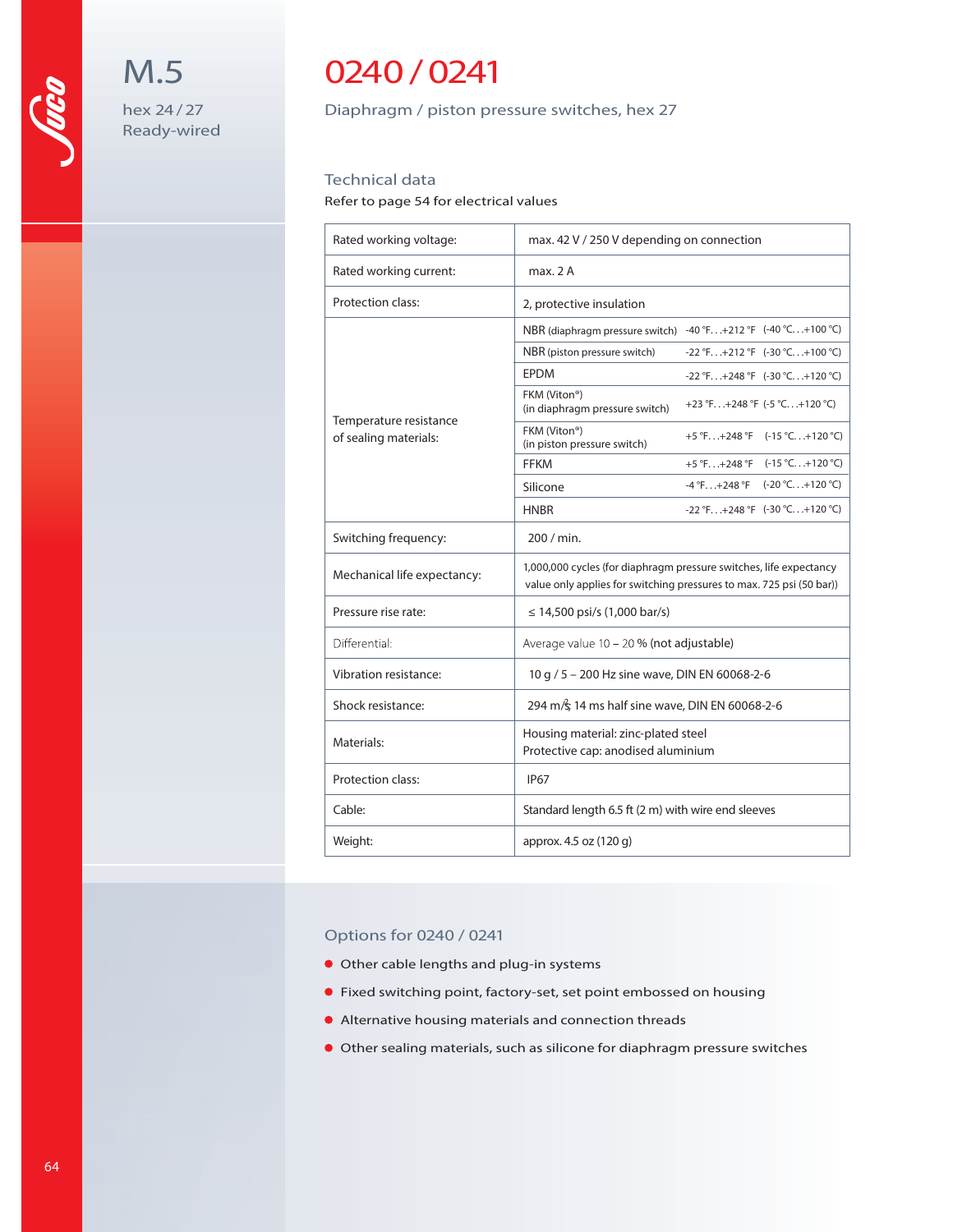# M.5

hex 24 / 27
Ready-wired

# 0240 / 0241

Diaphragm / piston pressure switches, hex 27

## Technical data

Refer to page 54 for electrical values

| | | | |
|---|---|---|---|
| Rated working voltage: | max. 42 V / 250 V depending on connection | | |
| Rated working current: | max. 2 A | | |
| Protection class: | 2, protective insulation | | |
| Temperature resistance of sealing materials: | NBR (diaphragm pressure switch) | -40 °F. . .+212 °F | (-40 °C. . .+100 °C) |
| | NBR (piston pressure switch) | -22 °F. . .+212 °F | (-30 °C. . .+100 °C) |
| | EPDM | -22 °F. . .+248 °F | (-30 °C. . .+120 °C) |
| | FKM (Viton®) (in diaphragm pressure switch) | +23 °F. . .+248 °F | (-5 °C. . .+120 °C) |
| | FKM (Viton®) (in piston pressure switch) | +5 °F. . .+248 °F | (-15 °C. . .+120 °C) |
| | FFKM | +5 °F. . .+248 °F | (-15 °C. . .+120 °C) |
| | Silicone | -4 °F. . .+248 °F | (-20 °C. . .+120 °C) |
| | HNBR | -22 °F. . .+248 °F | (-30 °C. . .+120 °C) |
| Switching frequency: | 200 / min. | | |
| Mechanical life expectancy: | 1,000,000 cycles (for diaphragm pressure switches, life expectancy value only applies for switching pressures to max. 725 psi (50 bar)) | | |
| Pressure rise rate: | ≤ 14,500 psi/s (1,000 bar/s) | | |
| Differential: | Average value 10 – 20 % (not adjustable) | | |
| Vibration resistance: | 10 g / 5 – 200 Hz sine wave, DIN EN 60068-2-6 | | |
| Shock resistance: | 294 m/s², 14 ms half sine wave, DIN EN 60068-2-6 | | |
| Materials: | Housing material: zinc-plated steel<br>Protective cap: anodised aluminium | | |
| Protection class: | IP67 | | |
| Cable: | Standard length 6.5 ft (2 m) with wire end sleeves | | |
| Weight: | approx. 4.5 oz (120 g) | | |

## Options for 0240 / 0241

- Other cable lengths and plug-in systems
- Fixed switching point, factory-set, set point embossed on housing
- Alternative housing materials and connection threads
- Other sealing materials, such as silicone for diaphragm pressure switches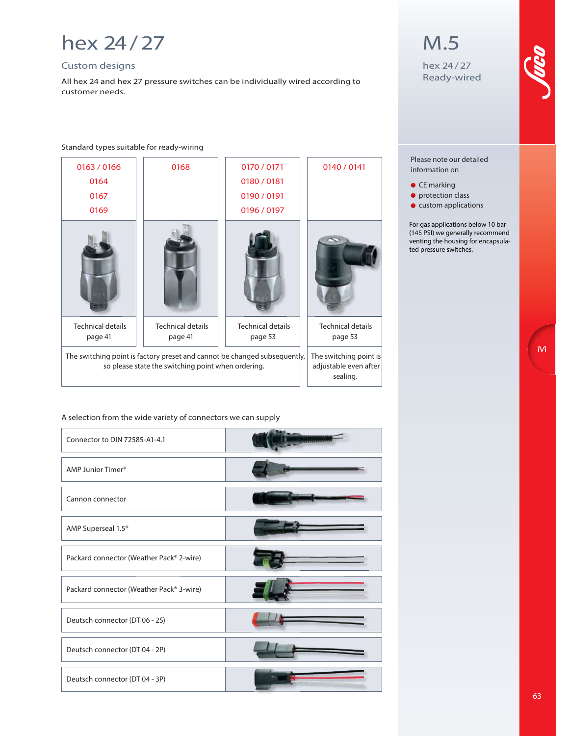# hex 24 / 27

## Custom designs

All hex 24 and hex 27 pressure switches can be individually wired according to customer needs.

Standard types suitable for ready-wiring

| 0163 / 0166<br>0164<br>0167<br>0169 | 0168 | 0170 / 0171<br>0180 / 0181<br>0190 / 0191<br>0196 / 0197 | 0140 / 0141 |
|---|---|---|---|
| Technical details page 41 | Technical details page 41 | Technical details page 53 | Technical details page 53 |
| The switching point is factory preset and cannot be changed subsequently, so please state the switching point when ordering. | | | The switching point is adjustable even after sealing. |

A selection from the wide variety of connectors we can supply

| Connector |
|---|
| Connector to DIN 72585-A1-4.1 |
| AMP Junior Timer® |
| Cannon connector |
| AMP Superseal 1.5® |
| Packard connector (Weather Pack® 2-wire) |
| Packard connector (Weather Pack® 3-wire) |
| Deutsch connector (DT 06 - 2S) |
| Deutsch connector (DT 04 - 2P) |
| Deutsch connector (DT 04 - 3P) |

## M.5

hex 24 / 27
Ready-wired

Please note our detailed information on

- CE marking
- protection class
- custom applications

For gas applications below 10 bar (145 PSI) we generally recommend venting the housing for encapsulated pressure switches.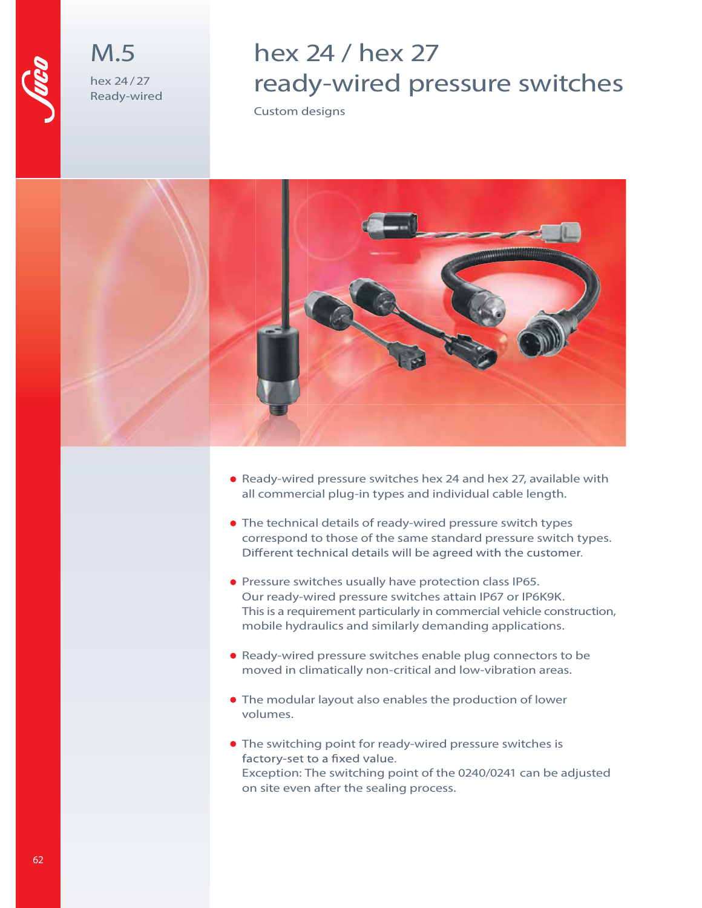M.5

hex 24 / 27
Ready-wired

# hex 24 / hex 27 ready-wired pressure switches

Custom designs

- Ready-wired pressure switches hex 24 and hex 27, available with all commercial plug-in types and individual cable length.
- The technical details of ready-wired pressure switch types correspond to those of the same standard pressure switch types. Different technical details will be agreed with the customer.
- Pressure switches usually have protection class IP65. Our ready-wired pressure switches attain IP67 or IP6K9K. This is a requirement particularly in commercial vehicle construction, mobile hydraulics and similarly demanding applications.
- Ready-wired pressure switches enable plug connectors to be moved in climatically non-critical and low-vibration areas.
- The modular layout also enables the production of lower volumes.
- The switching point for ready-wired pressure switches is factory-set to a fixed value. Exception: The switching point of the 0240/0241 can be adjusted on site even after the sealing process.